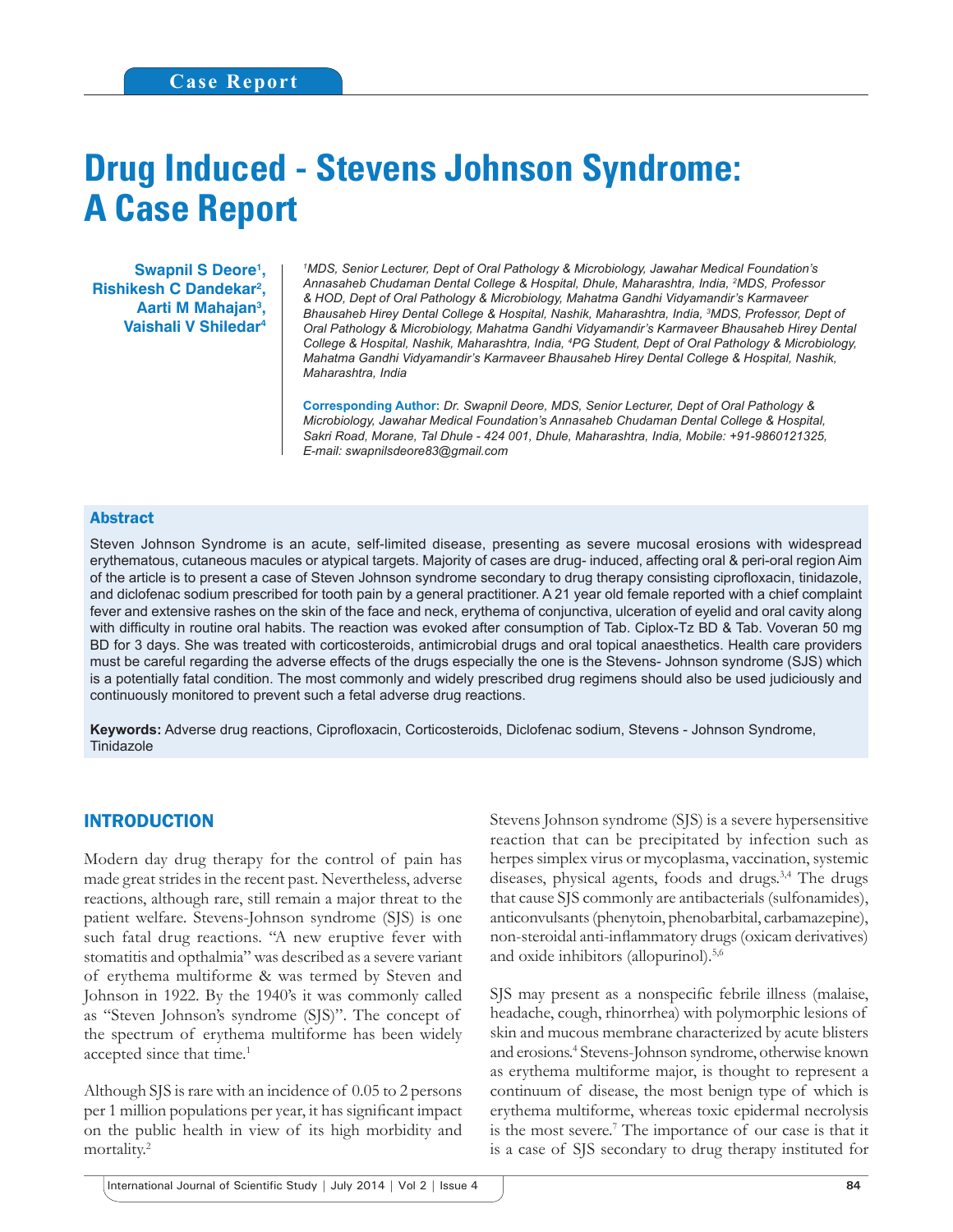Case Report

# Drug Induced - Stevens Johnson Syndrome: A Case Report

**Swapnil S Deore[1], Rishikesh C Dandekar[2], Aarti M Mahajan[3], Vaishali V Shiledar[4]**

*[1]MDS, Senior Lecturer, Dept of Oral Pathology & Microbiology, Jawahar Medical Foundation's Annasaheb Chudaman Dental College & Hospital, Dhule, Maharashtra, India, [2]MDS, Professor & HOD, Dept of Oral Pathology & Microbiology, Mahatma Gandhi Vidyamandir's Karmaveer Bhausaheb Hirey Dental College & Hospital, Nashik, Maharashtra, India, [3]MDS, Professor, Dept of Oral Pathology & Microbiology, Mahatma Gandhi Vidyamandir's Karmaveer Bhausaheb Hirey Dental College & Hospital, Nashik, Maharashtra, India, [4]PG Student, Dept of Oral Pathology & Microbiology, Mahatma Gandhi Vidyamandir's Karmaveer Bhausaheb Hirey Dental College & Hospital, Nashik, Maharashtra, India*

**Corresponding Author:** *Dr. Swapnil Deore, MDS, Senior Lecturer, Dept of Oral Pathology & Microbiology, Jawahar Medical Foundation's Annasaheb Chudaman Dental College & Hospital, Sakri Road, Morane, Tal Dhule - 424 001, Dhule, Maharashtra, India, Mobile: +91-9860121325, E-mail: swapnilsdeore83@gmail.com*

## Abstract

Steven Johnson Syndrome is an acute, self-limited disease, presenting as severe mucosal erosions with widespread erythematous, cutaneous macules or atypical targets. Majority of cases are drug- induced, affecting oral & peri-oral region Aim of the article is to present a case of Steven Johnson syndrome secondary to drug therapy consisting ciprofloxacin, tinidazole, and diclofenac sodium prescribed for tooth pain by a general practitioner. A 21 year old female reported with a chief complaint fever and extensive rashes on the skin of the face and neck, erythema of conjunctiva, ulceration of eyelid and oral cavity along with difficulty in routine oral habits. The reaction was evoked after consumption of Tab. Ciplox-Tz BD & Tab. Voveran 50 mg BD for 3 days. She was treated with corticosteroids, antimicrobial drugs and oral topical anaesthetics. Health care providers must be careful regarding the adverse effects of the drugs especially the one is the Stevens- Johnson syndrome (SJS) which is a potentially fatal condition. The most commonly and widely prescribed drug regimens should also be used judiciously and continuously monitored to prevent such a fetal adverse drug reactions.

**Keywords:** Adverse drug reactions, Ciprofloxacin, Corticosteroids, Diclofenac sodium, Stevens - Johnson Syndrome, Tinidazole

## INTRODUCTION

Modern day drug therapy for the control of pain has made great strides in the recent past. Nevertheless, adverse reactions, although rare, still remain a major threat to the patient welfare. Stevens-Johnson syndrome (SJS) is one such fatal drug reactions. "A new eruptive fever with stomatitis and opthalmia" was described as a severe variant of erythema multiforme & was termed by Steven and Johnson in 1922. By the 1940's it was commonly called as "Steven Johnson's syndrome (SJS)". The concept of the spectrum of erythema multiforme has been widely accepted since that time.[1]

Although SJS is rare with an incidence of 0.05 to 2 persons per 1 million populations per year, it has significant impact on the public health in view of its high morbidity and mortality.[2]

Stevens Johnson syndrome (SJS) is a severe hypersensitive reaction that can be precipitated by infection such as herpes simplex virus or mycoplasma, vaccination, systemic diseases, physical agents, foods and drugs.[3,4] The drugs that cause SJS commonly are antibacterials (sulfonamides), anticonvulsants (phenytoin, phenobarbital, carbamazepine), non-steroidal anti-inflammatory drugs (oxicam derivatives) and oxide inhibitors (allopurinol).[5,6]

SJS may present as a nonspecific febrile illness (malaise, headache, cough, rhinorrhea) with polymorphic lesions of skin and mucous membrane characterized by acute blisters and erosions.[4] Stevens-Johnson syndrome, otherwise known as erythema multiforme major, is thought to represent a continuum of disease, the most benign type of which is erythema multiforme, whereas toxic epidermal necrolysis is the most severe.[7] The importance of our case is that it is a case of SJS secondary to drug therapy instituted for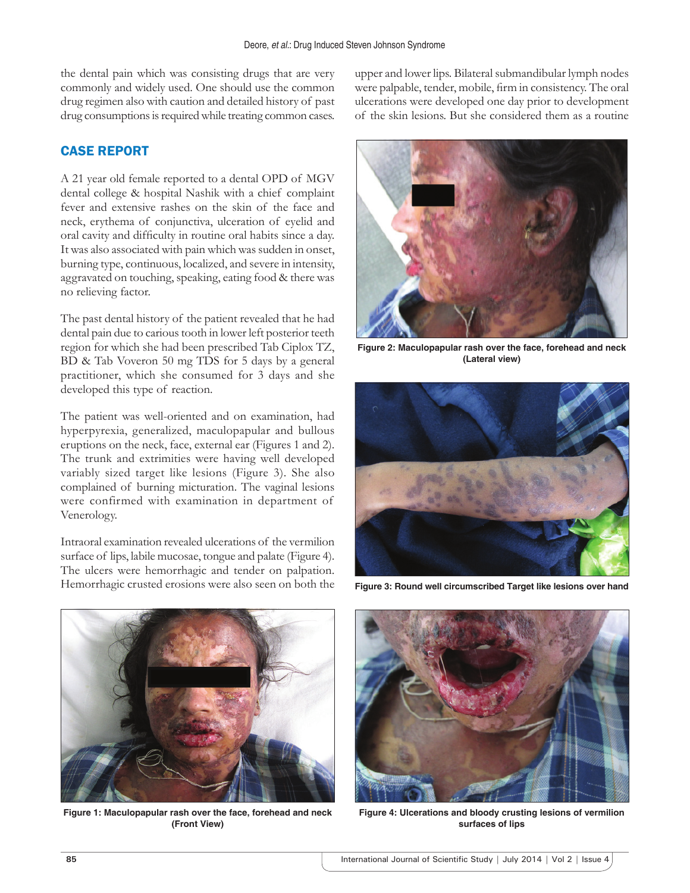the dental pain which was consisting drugs that are very commonly and widely used. One should use the common drug regimen also with caution and detailed history of past drug consumptions is required while treating common cases.

## CASE REPORT

A 21 year old female reported to a dental OPD of MGV dental college & hospital Nashik with a chief complaint fever and extensive rashes on the skin of the face and neck, erythema of conjunctiva, ulceration of eyelid and oral cavity and difficulty in routine oral habits since a day. It was also associated with pain which was sudden in onset, burning type, continuous, localized, and severe in intensity, aggravated on touching, speaking, eating food & there was no relieving factor.

The past dental history of the patient revealed that he had dental pain due to carious tooth in lower left posterior teeth region for which she had been prescribed Tab Ciplox TZ, BD & Tab Voveron 50 mg TDS for 5 days by a general practitioner, which she consumed for 3 days and she developed this type of reaction.

The patient was well-oriented and on examination, had hyperpyrexia, generalized, maculopapular and bullous eruptions on the neck, face, external ear (Figures 1 and 2). The trunk and extrimities were having well developed variably sized target like lesions (Figure 3). She also complained of burning micturation. The vaginal lesions were confirmed with examination in department of Venerology.

Intraoral examination revealed ulcerations of the vermilion surface of lips, labile mucosae, tongue and palate (Figure 4). The ulcers were hemorrhagic and tender on palpation. Hemorrhagic crusted erosions were also seen on both the upper and lower lips. Bilateral submandibular lymph nodes were palpable, tender, mobile, firm in consistency. The oral ulcerations were developed one day prior to development of the skin lesions. But she considered them as a routine

**Figure 2: Maculopapular rash over the face, forehead and neck (Lateral view)**

**Figure 3: Round well circumscribed Target like lesions over hand**

**Figure 1: Maculopapular rash over the face, forehead and neck (Front View)**

**Figure 4: Ulcerations and bloody crusting lesions of vermilion surfaces of lips**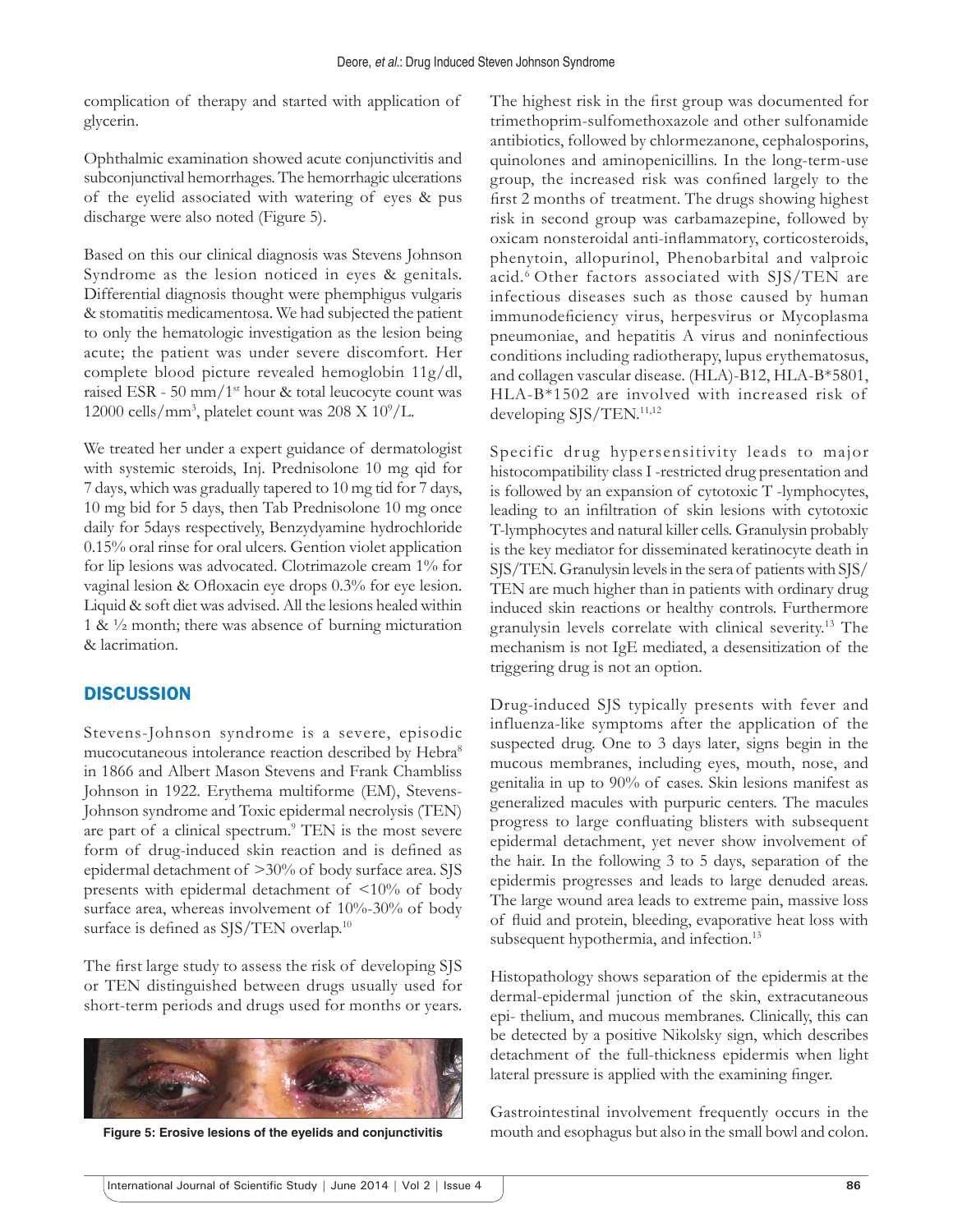complication of therapy and started with application of glycerin.

Ophthalmic examination showed acute conjunctivitis and subconjunctival hemorrhages. The hemorrhagic ulcerations of the eyelid associated with watering of eyes & pus discharge were also noted (Figure 5).

Based on this our clinical diagnosis was Stevens Johnson Syndrome as the lesion noticed in eyes & genitals. Differential diagnosis thought were phemphigus vulgaris & stomatitis medicamentosa. We had subjected the patient to only the hematologic investigation as the lesion being acute; the patient was under severe discomfort. Her complete blood picture revealed hemoglobin 11g/dl, raised ESR - 50 mm/1st hour & total leucocyte count was 12000 cells/mm$^3$, platelet count was 208 X $10^9$/L.

We treated her under a expert guidance of dermatologist with systemic steroids, Inj. Prednisolone 10 mg qid for 7 days, which was gradually tapered to 10 mg tid for 7 days, 10 mg bid for 5 days, then Tab Prednisolone 10 mg once daily for 5days respectively, Benzydyamine hydrochloride 0.15% oral rinse for oral ulcers. Gention violet application for lip lesions was advocated. Clotrimazole cream 1% for vaginal lesion & Ofloxacin eye drops 0.3% for eye lesion. Liquid & soft diet was advised. All the lesions healed within 1 & ½ month; there was absence of burning micturation & lacrimation.

## DISCUSSION

Stevens-Johnson syndrome is a severe, episodic mucocutaneous intolerance reaction described by Hebra[8] in 1866 and Albert Mason Stevens and Frank Chambliss Johnson in 1922. Erythema multiforme (EM), Stevens-Johnson syndrome and Toxic epidermal necrolysis (TEN) are part of a clinical spectrum.[9] TEN is the most severe form of drug-induced skin reaction and is defined as epidermal detachment of >30% of body surface area. SJS presents with epidermal detachment of <10% of body surface area, whereas involvement of 10%-30% of body surface is defined as SJS/TEN overlap.[10]

The first large study to assess the risk of developing SJS or TEN distinguished between drugs usually used for short-term periods and drugs used for months or years.

Figure 5: Erosive lesions of the eyelids and conjunctivitis

The highest risk in the first group was documented for trimethoprim-sulfomethoxazole and other sulfonamide antibiotics, followed by chlormezanone, cephalosporins, quinolones and aminopenicillins. In the long-term-use group, the increased risk was confined largely to the first 2 months of treatment. The drugs showing highest risk in second group was carbamazepine, followed by oxicam nonsteroidal anti-inflammatory, corticosteroids, phenytoin, allopurinol, Phenobarbital and valproic acid.[6] Other factors associated with SJS/TEN are infectious diseases such as those caused by human immunodeficiency virus, herpesvirus or Mycoplasma pneumoniae, and hepatitis A virus and noninfectious conditions including radiotherapy, lupus erythematosus, and collagen vascular disease. (HLA)-B12, HLA-B*5801, HLA-B*1502 are involved with increased risk of developing SJS/TEN.[11,12]

Specific drug hypersensitivity leads to major histocompatibility class I -restricted drug presentation and is followed by an expansion of cytotoxic T -lymphocytes, leading to an infiltration of skin lesions with cytotoxic T-lymphocytes and natural killer cells. Granulysin probably is the key mediator for disseminated keratinocyte death in SJS/TEN. Granulysin levels in the sera of patients with SJS/TEN are much higher than in patients with ordinary drug induced skin reactions or healthy controls. Furthermore granulysin levels correlate with clinical severity.[13] The mechanism is not IgE mediated, a desensitization of the triggering drug is not an option.

Drug-induced SJS typically presents with fever and influenza-like symptoms after the application of the suspected drug. One to 3 days later, signs begin in the mucous membranes, including eyes, mouth, nose, and genitalia in up to 90% of cases. Skin lesions manifest as generalized macules with purpuric centers. The macules progress to large confluating blisters with subsequent epidermal detachment, yet never show involvement of the hair. In the following 3 to 5 days, separation of the epidermis progresses and leads to large denuded areas. The large wound area leads to extreme pain, massive loss of fluid and protein, bleeding, evaporative heat loss with subsequent hypothermia, and infection.[13]

Histopathology shows separation of the epidermis at the dermal-epidermal junction of the skin, extracutaneous epi- thelium, and mucous membranes. Clinically, this can be detected by a positive Nikolsky sign, which describes detachment of the full-thickness epidermis when light lateral pressure is applied with the examining finger.

Gastrointestinal involvement frequently occurs in the mouth and esophagus but also in the small bowl and colon.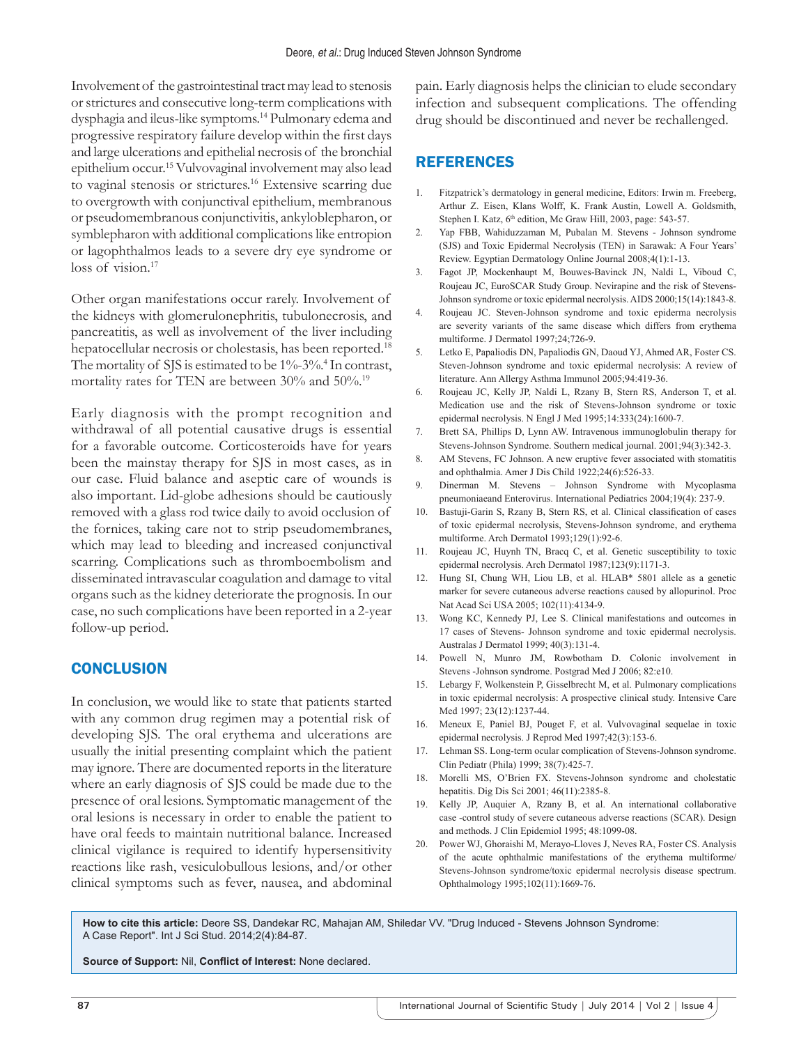Involvement of the gastrointestinal tract may lead to stenosis or strictures and consecutive long-term complications with dysphagia and ileus-like symptoms.[14] Pulmonary edema and progressive respiratory failure develop within the first days and large ulcerations and epithelial necrosis of the bronchial epithelium occur.[15] Vulvovaginal involvement may also lead to vaginal stenosis or strictures.[16] Extensive scarring due to overgrowth with conjunctival epithelium, membranous or pseudomembranous conjunctivitis, ankyloblepharon, or symblepharon with additional complications like entropion or lagophthalmos leads to a severe dry eye syndrome or loss of vision.[17]

Other organ manifestations occur rarely. Involvement of the kidneys with glomerulonephritis, tubulonecrosis, and pancreatitis, as well as involvement of the liver including hepatocellular necrosis or cholestasis, has been reported.[18] The mortality of SJS is estimated to be 1%-3%.[4] In contrast, mortality rates for TEN are between 30% and 50%.[19]

Early diagnosis with the prompt recognition and withdrawal of all potential causative drugs is essential for a favorable outcome. Corticosteroids have for years been the mainstay therapy for SJS in most cases, as in our case. Fluid balance and aseptic care of wounds is also important. Lid-globe adhesions should be cautiously removed with a glass rod twice daily to avoid occlusion of the fornices, taking care not to strip pseudomembranes, which may lead to bleeding and increased conjunctival scarring. Complications such as thromboembolism and disseminated intravascular coagulation and damage to vital organs such as the kidney deteriorate the prognosis. In our case, no such complications have been reported in a 2-year follow-up period.

## CONCLUSION

In conclusion, we would like to state that patients started with any common drug regimen may a potential risk of developing SJS. The oral erythema and ulcerations are usually the initial presenting complaint which the patient may ignore. There are documented reports in the literature where an early diagnosis of SJS could be made due to the presence of oral lesions. Symptomatic management of the oral lesions is necessary in order to enable the patient to have oral feeds to maintain nutritional balance. Increased clinical vigilance is required to identify hypersensitivity reactions like rash, vesiculobullous lesions, and/or other clinical symptoms such as fever, nausea, and abdominal pain. Early diagnosis helps the clinician to elude secondary infection and subsequent complications. The offending drug should be discontinued and never be rechallenged.

## REFERENCES

1. Fitzpatrick's dermatology in general medicine, Editors: Irwin m. Freeberg, Arthur Z. Eisen, Klans Wolff, K. Frank Austin, Lowell A. Goldsmith, Stephen I. Katz, 6th edition, Mc Graw Hill, 2003, page: 543-57.
2. Yap FBB, Wahiduzzaman M, Pubalan M. Stevens - Johnson syndrome (SJS) and Toxic Epidermal Necrolysis (TEN) in Sarawak: A Four Years' Review. Egyptian Dermatology Online Journal 2008;4(1):1-13.
3. Fagot JP, Mockenhaupt M, Bouwes-Bavinck JN, Naldi L, Viboud C, Roujeau JC, EuroSCAR Study Group. Nevirapine and the risk of Stevens-Johnson syndrome or toxic epidermal necrolysis. AIDS 2000;15(14):1843-8.
4. Roujeau JC. Steven-Johnson syndrome and toxic epiderma necrolysis are severity variants of the same disease which differs from erythema multiforme. J Dermatol 1997;24;726-9.
5. Letko E, Papaliodis DN, Papaliodis GN, Daoud YJ, Ahmed AR, Foster CS. Steven-Johnson syndrome and toxic epidermal necrolysis: A review of literature. Ann Allergy Asthma Immunol 2005;94:419-36.
6. Roujeau JC, Kelly JP, Naldi L, Rzany B, Stern RS, Anderson T, et al. Medication use and the risk of Stevens-Johnson syndrome or toxic epidermal necrolysis. N Engl J Med 1995;14:333(24):1600-7.
7. Brett SA, Phillips D, Lynn AW. Intravenous immunoglobulin therapy for Stevens-Johnson Syndrome. Southern medical journal. 2001;94(3):342-3.
8. AM Stevens, FC Johnson. A new eruptive fever associated with stomatitis and ophthalmia. Amer J Dis Child 1922;24(6):526-33.
9. Dinerman M. Stevens – Johnson Syndrome with Mycoplasma pneumoniaeand Enterovirus. International Pediatrics 2004;19(4): 237-9.
10. Bastuji-Garin S, Rzany B, Stern RS, et al. Clinical classification of cases of toxic epidermal necrolysis, Stevens-Johnson syndrome, and erythema multiforme. Arch Dermatol 1993;129(1):92-6.
11. Roujeau JC, Huynh TN, Bracq C, et al. Genetic susceptibility to toxic epidermal necrolysis. Arch Dermatol 1987;123(9):1171-3.
12. Hung SI, Chung WH, Liou LB, et al. HLAB* 5801 allele as a genetic marker for severe cutaneous adverse reactions caused by allopurinol. Proc Nat Acad Sci USA 2005; 102(11):4134-9.
13. Wong KC, Kennedy PJ, Lee S. Clinical manifestations and outcomes in 17 cases of Stevens- Johnson syndrome and toxic epidermal necrolysis. Australas J Dermatol 1999; 40(3):131-4.
14. Powell N, Munro JM, Rowbotham D. Colonic involvement in Stevens -Johnson syndrome. Postgrad Med J 2006; 82:e10.
15. Lebargy F, Wolkenstein P, Gisselbrecht M, et al. Pulmonary complications in toxic epidermal necrolysis: A prospective clinical study. Intensive Care Med 1997; 23(12):1237-44.
16. Meneux E, Paniel BJ, Pouget F, et al. Vulvovaginal sequelae in toxic epidermal necrolysis. J Reprod Med 1997;42(3):153-6.
17. Lehman SS. Long-term ocular complication of Stevens-Johnson syndrome. Clin Pediatr (Phila) 1999; 38(7):425-7.
18. Morelli MS, O'Brien FX. Stevens-Johnson syndrome and cholestatic hepatitis. Dig Dis Sci 2001; 46(11):2385-8.
19. Kelly JP, Auquier A, Rzany B, et al. An international collaborative case -control study of severe cutaneous adverse reactions (SCAR). Design and methods. J Clin Epidemiol 1995; 48:1099-08.
20. Power WJ, Ghoraishi M, Merayo-Lloves J, Neves RA, Foster CS. Analysis of the acute ophthalmic manifestations of the erythema multiforme/ Stevens-Johnson syndrome/toxic epidermal necrolysis disease spectrum. Ophthalmology 1995;102(11):1669-76.

**How to cite this article:** Deore SS, Dandekar RC, Mahajan AM, Shiledar VV. "Drug Induced - Stevens Johnson Syndrome: A Case Report". Int J Sci Stud. 2014;2(4):84-87.

**Source of Support:** Nil, **Conflict of Interest:** None declared.